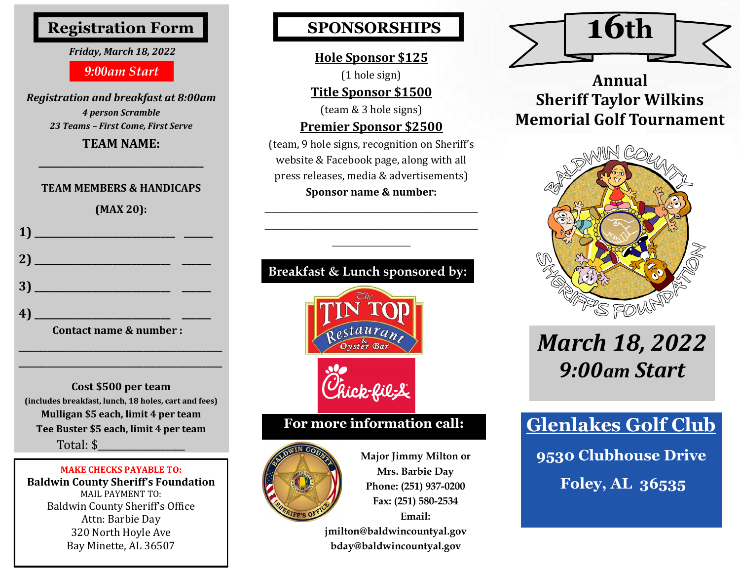# Registration Form

*Friday, March 18, 2022*

*9:00am Start*

***Registration and breakfast at 8:00am***

***4 person Scramble***

***23 Teams – First Come, First Serve***

**TEAM NAME:**

______________________________

**TEAM MEMBERS & HANDICAPS**

**(MAX 20):**

**1)** ________________________ _____

**2)** ________________________ _____

**3)** ________________________ _____

**4)** ________________________ _____

**Contact name & number :**

______________________________________

______________________________________

**Cost $500 per team**

**(includes breakfast, lunch, 18 holes, cart and fees)**

**Mulligan $5 each, limit 4 per team**

**Tee Buster $5 each, limit 4 per team**

Total: $_______________

**MAKE CHECKS PAYABLE TO:**

**Baldwin County Sheriff's Foundation**

MAIL PAYMENT TO:

Baldwin County Sheriff's Office

Attn: Barbie Day

320 North Hoyle Ave

Bay Minette, AL 36507

# SPONSORSHIPS

**Hole Sponsor $125**

(1 hole sign)

**Title Sponsor $1500**

(team & 3 hole signs)

**Premier Sponsor $2500**

(team, 9 hole signs, recognition on Sheriff's website & Facebook page, along with all press releases, media & advertisements)

**Sponsor name & number:**

________________________________________

________________________________________

______________

**Breakfast & Lunch sponsored by:**

The Tin Top Restaurant & Oyster Bar

Chick-fil-A

**For more information call:**

**Major Jimmy Milton or**

**Mrs. Barbie Day**

**Phone: (251) 937-0200**

**Fax: (251) 580-2534**

**Email:**

**jmilton@baldwincountyal.gov**

**bday@baldwincountyal.gov**

# 16th

## Annual Sheriff Taylor Wilkins Memorial Golf Tournament

Baldwin County Sheriff's Foundation

***March 18, 2022***

***9:00am Start***

## Glenlakes Golf Club

**9530 Clubhouse Drive**

**Foley, AL 36535**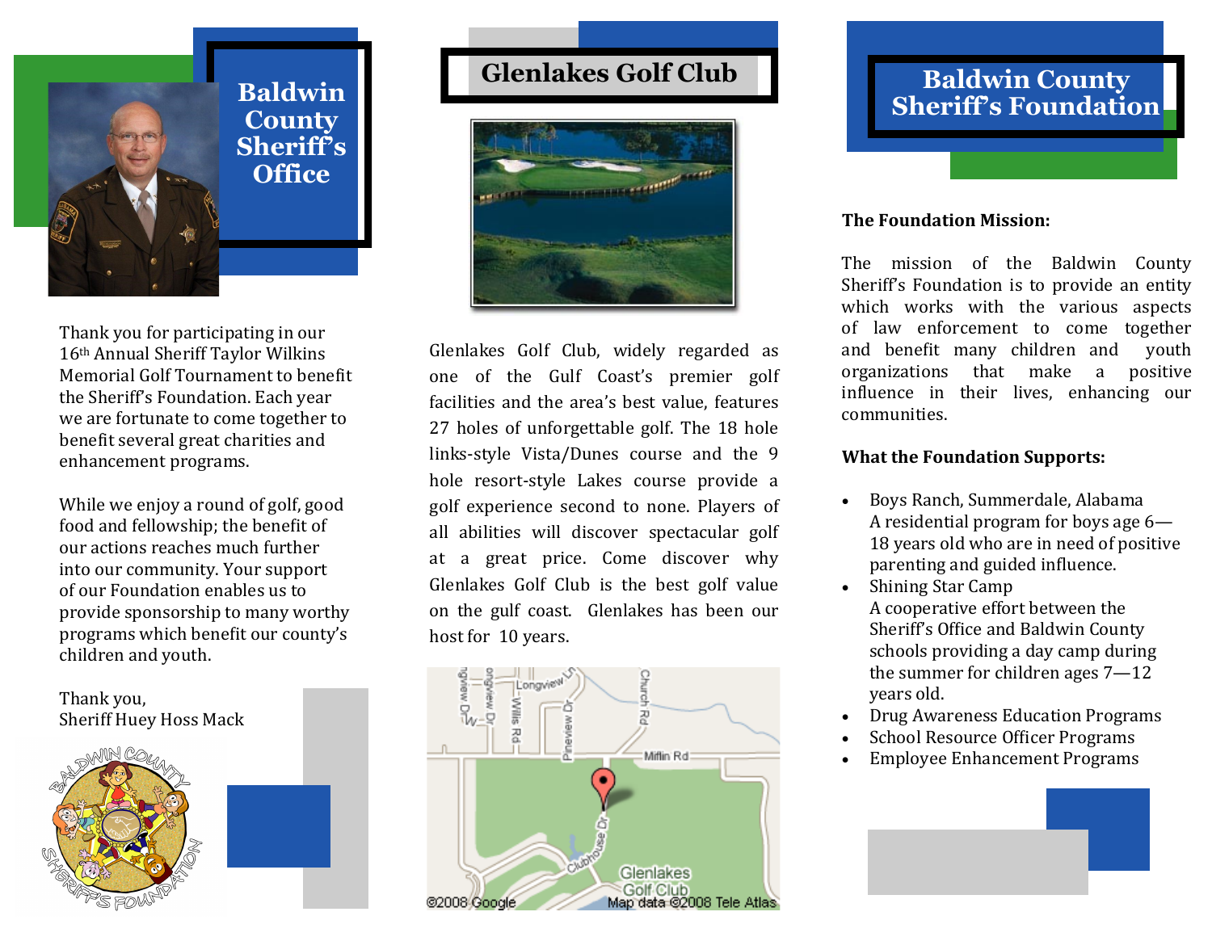# Baldwin County Sheriff's Office

Thank you for participating in our 16th Annual Sheriff Taylor Wilkins Memorial Golf Tournament to benefit the Sheriff's Foundation. Each year we are fortunate to come together to benefit several great charities and enhancement programs.

While we enjoy a round of golf, good food and fellowship; the benefit of our actions reaches much further into our community. Your support of our Foundation enables us to provide sponsorship to many worthy programs which benefit our county's children and youth.

Thank you,
Sheriff Huey Hoss Mack

# Glenlakes Golf Club

Glenlakes Golf Club, widely regarded as one of the Gulf Coast's premier golf facilities and the area's best value, features 27 holes of unforgettable golf. The 18 hole links-style Vista/Dunes course and the 9 hole resort-style Lakes course provide a golf experience second to none. Players of all abilities will discover spectacular golf at a great price. Come discover why Glenlakes Golf Club is the best golf value on the gulf coast. Glenlakes has been our host for 10 years.

# Baldwin County Sheriff's Foundation

**The Foundation Mission:**

The mission of the Baldwin County Sheriff's Foundation is to provide an entity which works with the various aspects of law enforcement to come together and benefit many children and youth organizations that make a positive influence in their lives, enhancing our communities.

**What the Foundation Supports:**

- Boys Ranch, Summerdale, Alabama
  A residential program for boys age 6—18 years old who are in need of positive parenting and guided influence.
- Shining Star Camp
  A cooperative effort between the Sheriff's Office and Baldwin County schools providing a day camp during the summer for children ages 7—12 years old.
- Drug Awareness Education Programs
- School Resource Officer Programs
- Employee Enhancement Programs